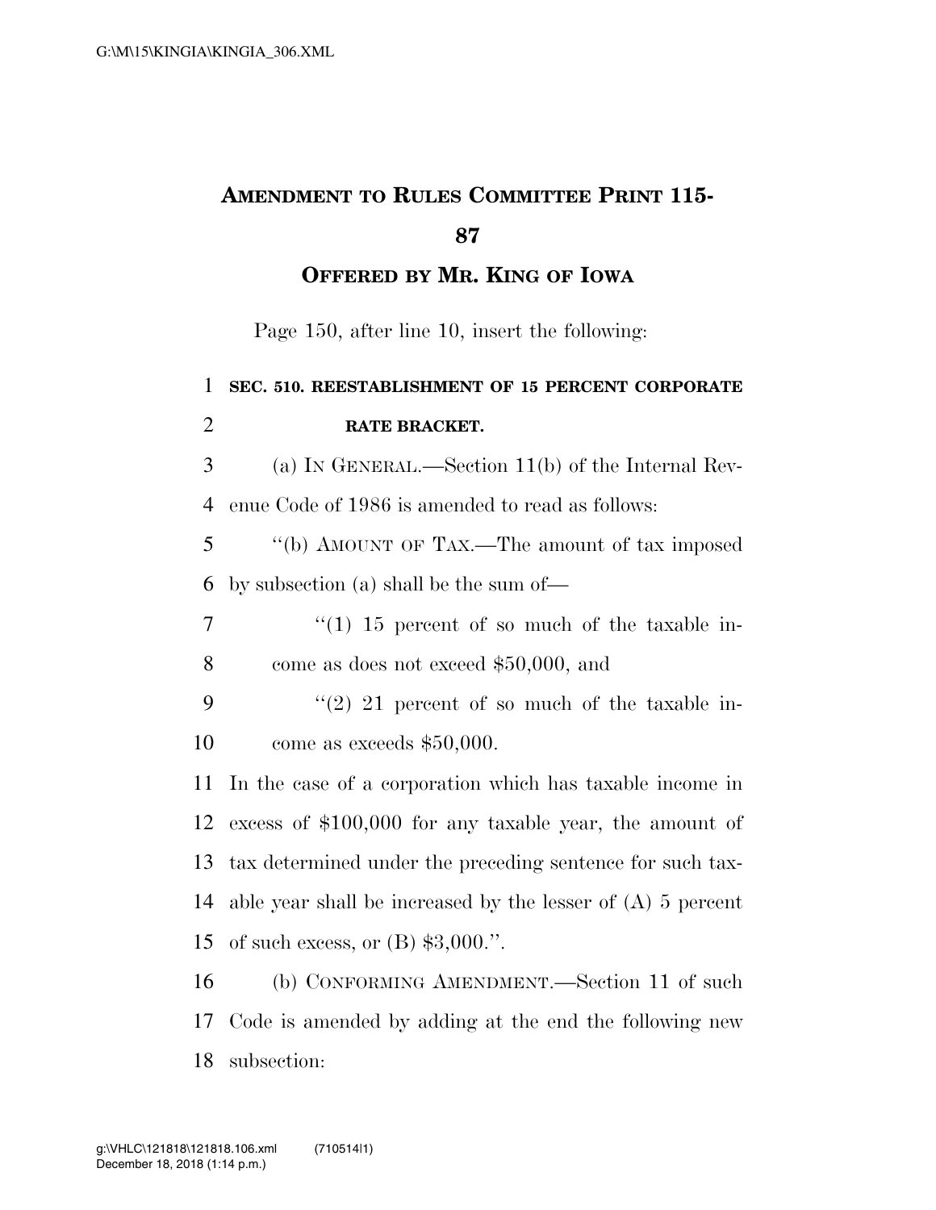# AMENDMENT TO RULES COMMITTEE PRINT 115-87

## OFFERED BY MR. KING OF IOWA

Page 150, after line 10, insert the following:

**SEC. 510. REESTABLISHMENT OF 15 PERCENT CORPORATE RATE BRACKET.**

(a) IN GENERAL.—Section 11(b) of the Internal Revenue Code of 1986 is amended to read as follows:

"(b) AMOUNT OF TAX.—The amount of tax imposed by subsection (a) shall be the sum of—

"(1) 15 percent of so much of the taxable income as does not exceed $50,000, and

"(2) 21 percent of so much of the taxable income as exceeds $50,000.

In the case of a corporation which has taxable income in excess of $100,000 for any taxable year, the amount of tax determined under the preceding sentence for such taxable year shall be increased by the lesser of (A) 5 percent of such excess, or (B) $3,000.".

(b) CONFORMING AMENDMENT.—Section 11 of such Code is amended by adding at the end the following new subsection: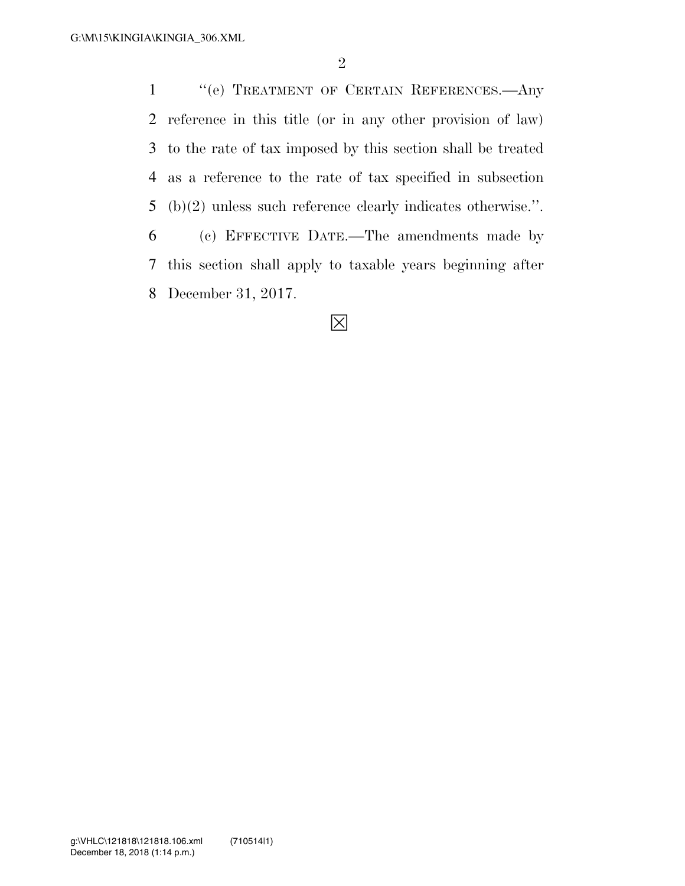"(e) TREATMENT OF CERTAIN REFERENCES.—Any reference in this title (or in any other provision of law) to the rate of tax imposed by this section shall be treated as a reference to the rate of tax specified in subsection (b)(2) unless such reference clearly indicates otherwise.".

(c) EFFECTIVE DATE.—The amendments made by this section shall apply to taxable years beginning after December 31, 2017.

☒